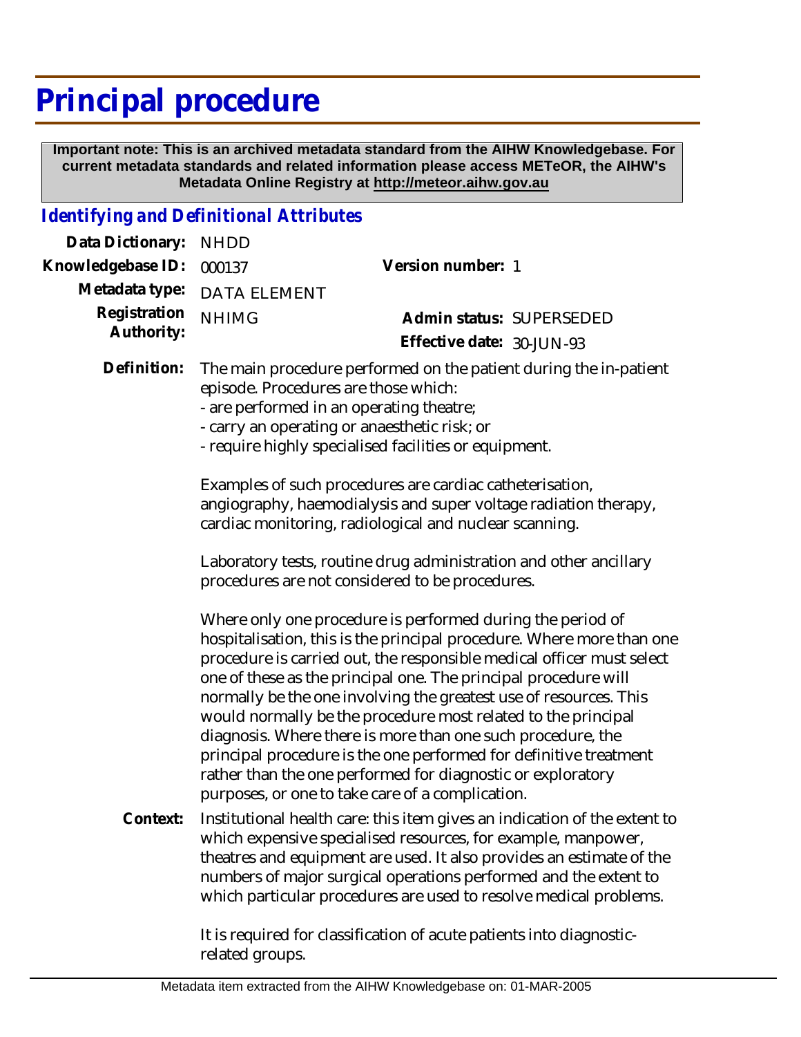# Principal procedure

**Important note: This is an archived metadata standard from the AIHW Knowledgebase. For current metadata standards and related information please access METeOR, the AIHW's Metadata Online Registry at http://meteor.aihw.gov.au**

## *Identifying and Definitional Attributes*

| | | | |
|---|---|---|---|
| **Data Dictionary:** | NHDD | | |
| **Knowledgebase ID:** | 000137 | **Version number:** | 1 |
| **Metadata type:** | DATA ELEMENT | | |
| **Registration Authority:** | NHIMG | **Admin status:** | SUPERSEDED |
| | | **Effective date:** | 30-JUN-93 |

**Definition:** The main procedure performed on the patient during the in-patient episode. Procedures are those which:
- are performed in an operating theatre;
- carry an operating or anaesthetic risk; or
- require highly specialised facilities or equipment.

Examples of such procedures are cardiac catheterisation, angiography, haemodialysis and super voltage radiation therapy, cardiac monitoring, radiological and nuclear scanning.

Laboratory tests, routine drug administration and other ancillary procedures are not considered to be procedures.

Where only one procedure is performed during the period of hospitalisation, this is the principal procedure. Where more than one procedure is carried out, the responsible medical officer must select one of these as the principal one. The principal procedure will normally be the one involving the greatest use of resources. This would normally be the procedure most related to the principal diagnosis. Where there is more than one such procedure, the principal procedure is the one performed for definitive treatment rather than the one performed for diagnostic or exploratory purposes, or one to take care of a complication.

**Context:** Institutional health care: this item gives an indication of the extent to which expensive specialised resources, for example, manpower, theatres and equipment are used. It also provides an estimate of the numbers of major surgical operations performed and the extent to which particular procedures are used to resolve medical problems.

It is required for classification of acute patients into diagnostic-related groups.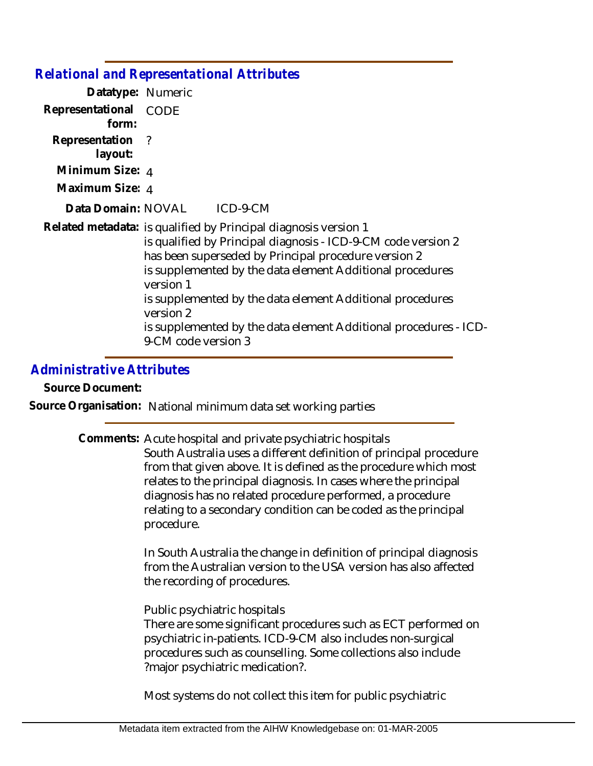## Relational and Representational Attributes

**Datatype:** Numeric

**Representational form:** CODE

**Representation layout:** ?

**Minimum Size:** 4

**Maximum Size:** 4

**Data Domain:** NOVAL ICD-9-CM

**Related metadata:** is qualified by Principal diagnosis version 1
is qualified by Principal diagnosis - ICD-9-CM code version 2
has been superseded by Principal procedure version 2
is supplemented by the data element Additional procedures version 1
is supplemented by the data element Additional procedures version 2
is supplemented by the data element Additional procedures - ICD-9-CM code version 3

## Administrative Attributes

**Source Document:**

**Source Organisation:** National minimum data set working parties

**Comments:** Acute hospital and private psychiatric hospitals
South Australia uses a different definition of principal procedure from that given above. It is defined as the procedure which most relates to the principal diagnosis. In cases where the principal diagnosis has no related procedure performed, a procedure relating to a secondary condition can be coded as the principal procedure.

In South Australia the change in definition of principal diagnosis from the Australian version to the USA version has also affected the recording of procedures.

Public psychiatric hospitals
There are some significant procedures such as ECT performed on psychiatric in-patients. ICD-9-CM also includes non-surgical procedures such as counselling. Some collections also include ?major psychiatric medication?.

Most systems do not collect this item for public psychiatric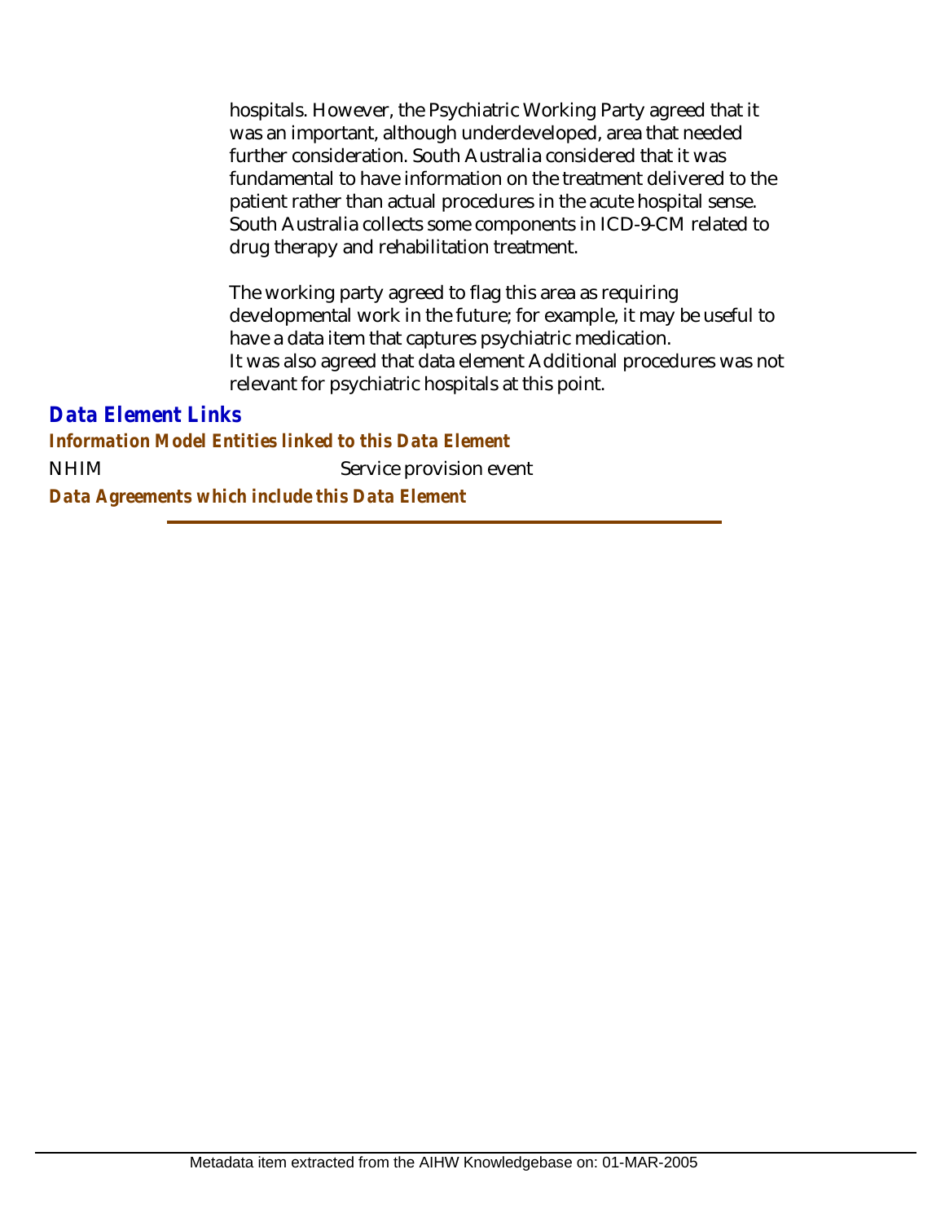hospitals. However, the Psychiatric Working Party agreed that it was an important, although underdeveloped, area that needed further consideration. South Australia considered that it was fundamental to have information on the treatment delivered to the patient rather than actual procedures in the acute hospital sense. South Australia collects some components in ICD-9-CM related to drug therapy and rehabilitation treatment.

The working party agreed to flag this area as requiring developmental work in the future; for example, it may be useful to have a data item that captures psychiatric medication.
It was also agreed that data element Additional procedures was not relevant for psychiatric hospitals at this point.

## Data Element Links

### Information Model Entities linked to this Data Element

| | |
|---|---|
| NHIM | Service provision event |

### Data Agreements which include this Data Element

Metadata item extracted from the AIHW Knowledgebase on: 01-MAR-2005